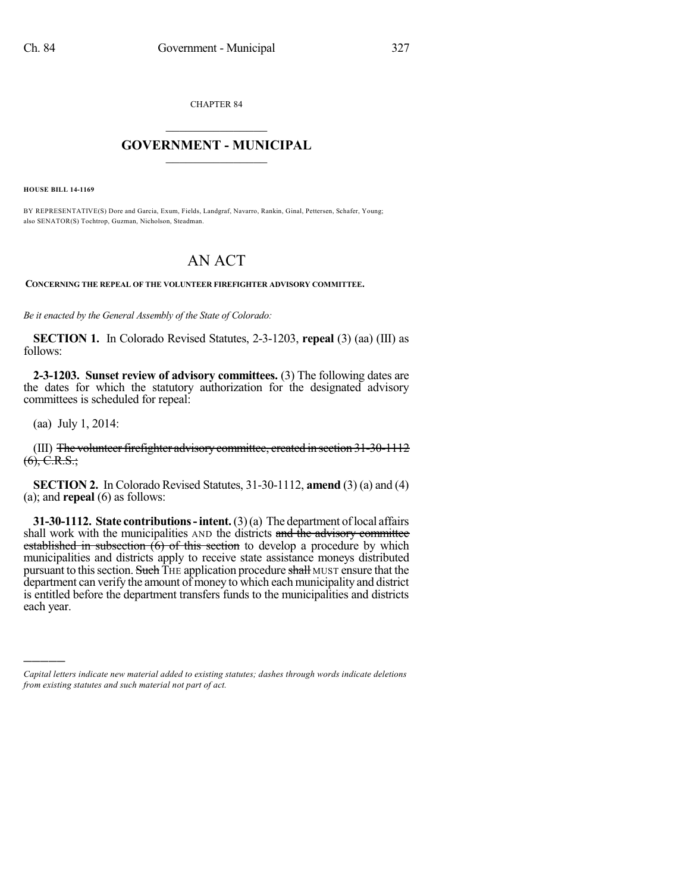CHAPTER 84

# GOVERNMENT - MUNICIPAL

**HOUSE BILL 14-1169**

BY REPRESENTATIVE(S) Dore and Garcia, Exum, Fields, Landgraf, Navarro, Rankin, Ginal, Pettersen, Schafer, Young; also SENATOR(S) Tochtrop, Guzman, Nicholson, Steadman.

# AN ACT

**CONCERNING THE REPEAL OF THE VOLUNTEER FIREFIGHTER ADVISORY COMMITTEE.**

*Be it enacted by the General Assembly of the State of Colorado:*

**SECTION 1.** In Colorado Revised Statutes, 2-3-1203, **repeal** (3) (aa) (III) as follows:

**2-3-1203. Sunset review of advisory committees.** (3) The following dates are the dates for which the statutory authorization for the designated advisory committees is scheduled for repeal:

(aa) July 1, 2014:

(III) ~~The volunteer firefighter advisory committee, created in section 31-30-1112 (6), C.R.S.;~~

**SECTION 2.** In Colorado Revised Statutes, 31-30-1112, **amend** (3) (a) and (4) (a); and **repeal** (6) as follows:

**31-30-1112. State contributions - intent.** (3) (a) The department of local affairs shall work with the municipalities AND the districts ~~and the advisory committee established in subsection (6) of this section~~ to develop a procedure by which municipalities and districts apply to receive state assistance moneys distributed pursuant to this section. ~~Such~~ THE application procedure ~~shall~~ MUST ensure that the department can verify the amount of money to which each municipality and district is entitled before the department transfers funds to the municipalities and districts each year.

---

*Capital letters indicate new material added to existing statutes; dashes through words indicate deletions from existing statutes and such material not part of act.*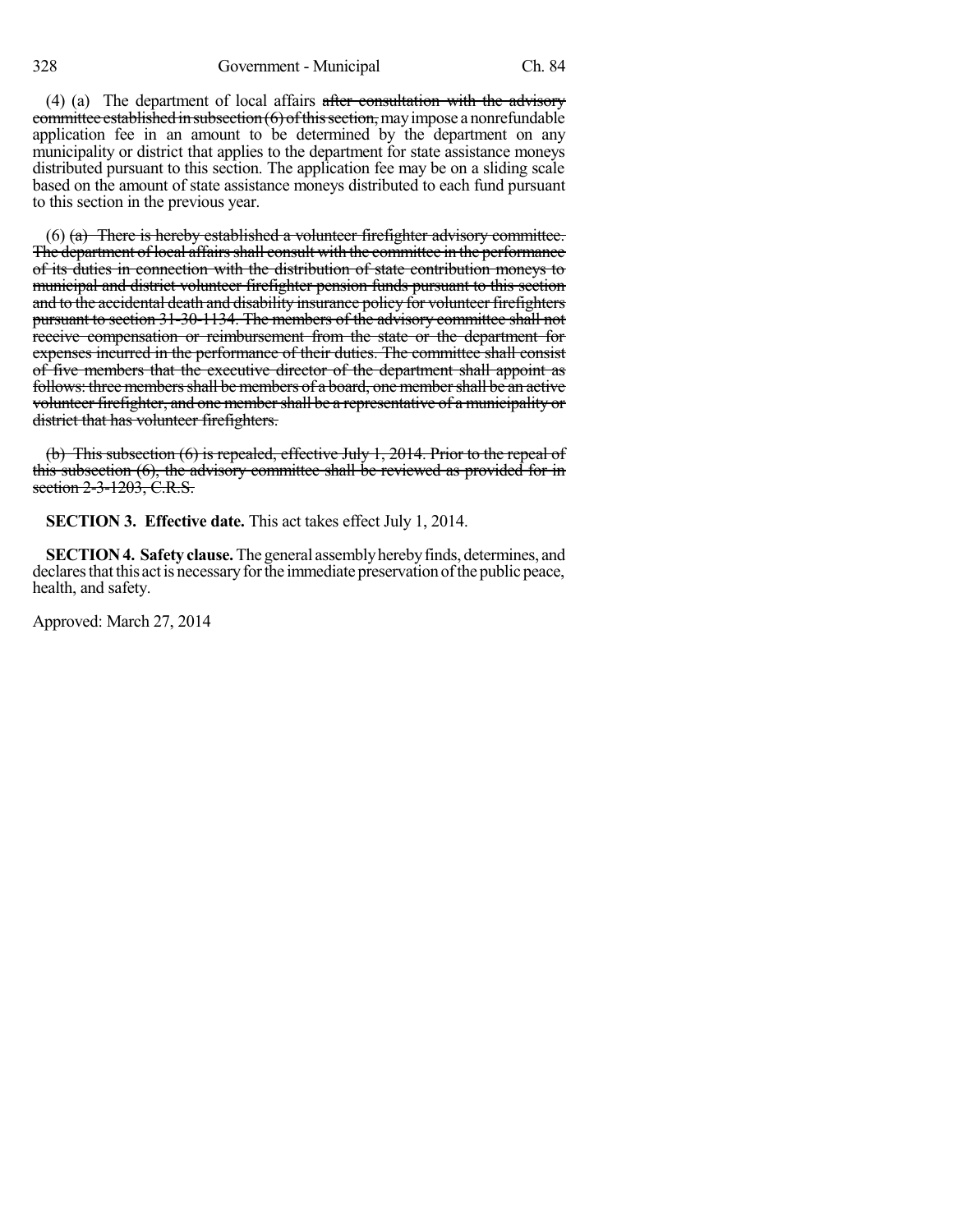(4) (a) The department of local affairs ~~after consultation with the advisory committee established in subsection (6) of this section,~~ may impose a nonrefundable application fee in an amount to be determined by the department on any municipality or district that applies to the department for state assistance moneys distributed pursuant to this section. The application fee may be on a sliding scale based on the amount of state assistance moneys distributed to each fund pursuant to this section in the previous year.

(6) ~~(a) There is hereby established a volunteer firefighter advisory committee. The department of local affairs shall consult with the committee in the performance of its duties in connection with the distribution of state contribution moneys to municipal and district volunteer firefighter pension funds pursuant to this section and to the accidental death and disability insurance policy for volunteer firefighters pursuant to section 31-30-1134. The members of the advisory committee shall not receive compensation or reimbursement from the state or the department for expenses incurred in the performance of their duties. The committee shall consist of five members that the executive director of the department shall appoint as follows: three members shall be members of a board, one member shall be an active volunteer firefighter, and one member shall be a representative of a municipality or district that has volunteer firefighters.~~

~~(b) This subsection (6) is repealed, effective July 1, 2014. Prior to the repeal of this subsection (6), the advisory committee shall be reviewed as provided for in section 2-3-1203, C.R.S.~~

**SECTION 3. Effective date.** This act takes effect July 1, 2014.

**SECTION 4. Safety clause.** The general assembly hereby finds, determines, and declares that this act is necessary for the immediate preservation of the public peace, health, and safety.

Approved: March 27, 2014